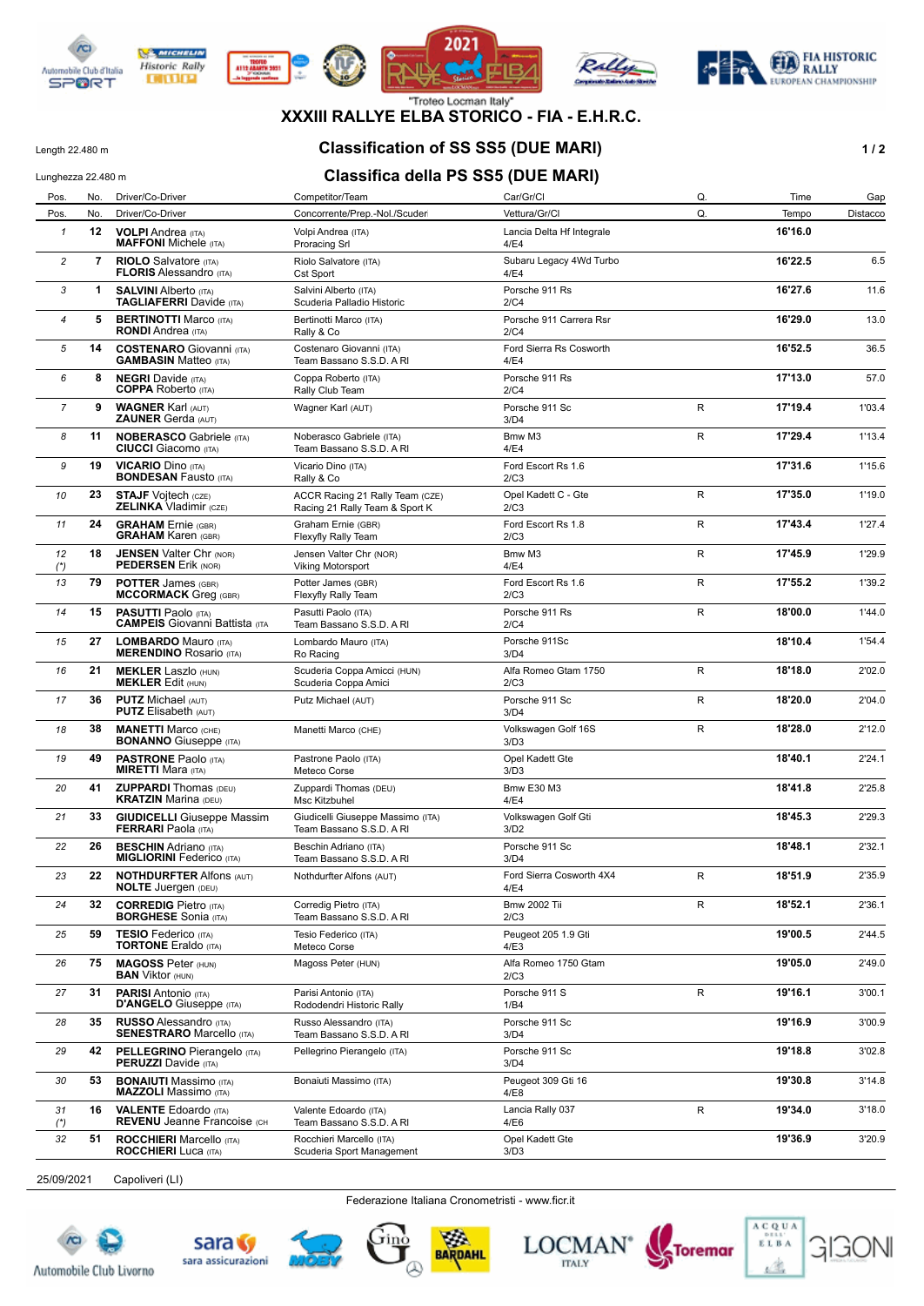"Trofeo Locman Italy"

# XXXIII RALLYE ELBA STORICO - FIA - E.H.R.C.

Length 22.480 m

## Classification of SS SS5 (DUE MARI)

Lunghezza 22.480 m

## Classifica della PS SS5 (DUE MARI)

| Pos. | No. | Driver/Co-Driver | Competitor/Team | Car/Gr/Cl | Q. | Time | Gap |
|---|---|---|---|---|---|---|---|
| Pos. | No. | Driver/Co-Driver | Concorrente/Prep.-Nol./Scuder | Vettura/Gr/Cl | Q. | Tempo | Distacco |
| 1 | 12 | **VOLPI** Andrea (ITA) **MAFFONI** Michele (ITA) | Volpi Andrea (ITA) Proracing Srl | Lancia Delta Hf Integrale 4/E4 | | 16'16.0 | |
| 2 | 7 | **RIOLO** Salvatore (ITA) **FLORIS** Alessandro (ITA) | Riolo Salvatore (ITA) Cst Sport | Subaru Legacy 4Wd Turbo 4/E4 | | 16'22.5 | 6.5 |
| 3 | 1 | **SALVINI** Alberto (ITA) **TAGLIAFERRI** Davide (ITA) | Salvini Alberto (ITA) Scuderia Palladio Historic | Porsche 911 Rs 2/C4 | | 16'27.6 | 11.6 |
| 4 | 5 | **BERTINOTTI** Marco (ITA) **RONDI** Andrea (ITA) | Bertinotti Marco (ITA) Rally & Co | Porsche 911 Carrera Rsr 2/C4 | | 16'29.0 | 13.0 |
| 5 | 14 | **COSTENARO** Giovanni (ITA) **GAMBASIN** Matteo (ITA) | Costenaro Giovanni (ITA) Team Bassano S.S.D. A Rl | Ford Sierra Rs Cosworth 4/E4 | | 16'52.5 | 36.5 |
| 6 | 8 | **NEGRI** Davide (ITA) **COPPA** Roberto (ITA) | Coppa Roberto (ITA) Rally Club Team | Porsche 911 Rs 2/C4 | | 17'13.0 | 57.0 |
| 7 | 9 | **WAGNER** Karl (AUT) **ZAUNER** Gerda (AUT) | Wagner Karl (AUT) | Porsche 911 Sc 3/D4 | R | 17'19.4 | 1'03.4 |
| 8 | 11 | **NOBERASCO** Gabriele (ITA) **CIUCCI** Giacomo (ITA) | Noberasco Gabriele (ITA) Team Bassano S.S.D. A Rl | Bmw M3 4/E4 | R | 17'29.4 | 1'13.4 |
| 9 | 19 | **VICARIO** Dino (ITA) **BONDESAN** Fausto (ITA) | Vicario Dino (ITA) Rally & Co | Ford Escort Rs 1.6 2/C3 | | 17'31.6 | 1'15.6 |
| 10 | 23 | **STAJF** Vojtech (CZE) **ZELINKA** Vladimir (CZE) | ACCR Racing 21 Rally Team (CZE) Racing 21 Rally Team & Sport K | Opel Kadett C - Gte 2/C3 | R | 17'35.0 | 1'19.0 |
| 11 | 24 | **GRAHAM** Ernie (GBR) **GRAHAM** Karen (GBR) | Graham Ernie (GBR) Flexyfly Rally Team | Ford Escort Rs 1.8 2/C3 | R | 17'43.4 | 1'27.4 |
| 12 (*) | 18 | **JENSEN** Valter Chr (NOR) **PEDERSEN** Erik (NOR) | Jensen Valter Chr (NOR) Viking Motorsport | Bmw M3 4/E4 | R | 17'45.9 | 1'29.9 |
| 13 | 79 | **POTTER** James (GBR) **MCCORMACK** Greg (GBR) | Potter James (GBR) Flexyfly Rally Team | Ford Escort Rs 1.6 2/C3 | R | 17'55.2 | 1'39.2 |
| 14 | 15 | **PASUTTI** Paolo (ITA) **CAMPEIS** Giovanni Battista (ITA | Pasutti Paolo (ITA) Team Bassano S.S.D. A Rl | Porsche 911 Rs 2/C4 | R | 18'00.0 | 1'44.0 |
| 15 | 27 | **LOMBARDO** Mauro (ITA) **MERENDINO** Rosario (ITA) | Lombardo Mauro (ITA) Ro Racing | Porsche 911Sc 3/D4 | | 18'10.4 | 1'54.4 |
| 16 | 21 | **MEKLER** Laszlo (HUN) **MEKLER** Edit (HUN) | Scuderia Coppa Amicci (HUN) Scuderia Coppa Amici | Alfa Romeo Gtam 1750 2/C3 | R | 18'18.0 | 2'02.0 |
| 17 | 36 | **PUTZ** Michael (AUT) **PUTZ** Elisabeth (AUT) | Putz Michael (AUT) | Porsche 911 Sc 3/D4 | R | 18'20.0 | 2'04.0 |
| 18 | 38 | **MANETTI** Marco (CHE) **BONANNO** Giuseppe (ITA) | Manetti Marco (CHE) | Volkswagen Golf 16S 3/D3 | R | 18'28.0 | 2'12.0 |
| 19 | 49 | **PASTRONE** Paolo (ITA) **MIRETTI** Mara (ITA) | Pastrone Paolo (ITA) Meteco Corse | Opel Kadett Gte 3/D3 | | 18'40.1 | 2'24.1 |
| 20 | 41 | **ZUPPARDI** Thomas (DEU) **KRATZIN** Marina (DEU) | Zuppardi Thomas (DEU) Msc Kitzbuhel | Bmw E30 M3 4/E4 | | 18'41.8 | 2'25.8 |
| 21 | 33 | **GIUDICELLI** Giuseppe Massim **FERRARI** Paola (ITA) | Giudicelli Giuseppe Massimo (ITA) Team Bassano S.S.D. A Rl | Volkswagen Golf Gti 3/D2 | | 18'45.3 | 2'29.3 |
| 22 | 26 | **BESCHIN** Adriano (ITA) **MIGLIORINI** Federico (ITA) | Beschin Adriano (ITA) Team Bassano S.S.D. A Rl | Porsche 911 Sc 3/D4 | | 18'48.1 | 2'32.1 |
| 23 | 22 | **NOTHDURFTER** Alfons (AUT) **NOLTE** Juergen (DEU) | Nothdurfter Alfons (AUT) | Ford Sierra Cosworth 4X4 4/E4 | R | 18'51.9 | 2'35.9 |
| 24 | 32 | **CORREDIG** Pietro (ITA) **BORGHESE** Sonia (ITA) | Corredig Pietro (ITA) Team Bassano S.S.D. A Rl | Bmw 2002 Tii 2/C3 | R | 18'52.1 | 2'36.1 |
| 25 | 59 | **TESIO** Federico (ITA) **TORTONE** Eraldo (ITA) | Tesio Federico (ITA) Meteco Corse | Peugeot 205 1.9 Gti 4/E3 | | 19'00.5 | 2'44.5 |
| 26 | 75 | **MAGOSS** Peter (HUN) **BAN** Viktor (HUN) | Magoss Peter (HUN) | Alfa Romeo 1750 Gtam 2/C3 | | 19'05.0 | 2'49.0 |
| 27 | 31 | **PARISI** Antonio (ITA) **D'ANGELO** Giuseppe (ITA) | Parisi Antonio (ITA) Rododendri Historic Rally | Porsche 911 S 1/B4 | R | 19'16.1 | 3'00.1 |
| 28 | 35 | **RUSSO** Alessandro (ITA) **SENESTRARO** Marcello (ITA) | Russo Alessandro (ITA) Team Bassano S.S.D. A Rl | Porsche 911 Sc 3/D4 | | 19'16.9 | 3'00.9 |
| 29 | 42 | **PELLEGRINO** Pierangelo (ITA) **PERUZZI** Davide (ITA) | Pellegrino Pierangelo (ITA) | Porsche 911 Sc 3/D4 | | 19'18.8 | 3'02.8 |
| 30 | 53 | **BONAIUTI** Massimo (ITA) **MAZZOLI** Massimo (ITA) | Bonaiuti Massimo (ITA) | Peugeot 309 Gti 16 4/E8 | | 19'30.8 | 3'14.8 |
| 31 (*) | 16 | **VALENTE** Edoardo (ITA) **REVENU** Jeanne Francoise (CH | Valente Edoardo (ITA) Team Bassano S.S.D. A Rl | Lancia Rally 037 4/E6 | R | 19'34.0 | 3'18.0 |
| 32 | 51 | **ROCCHIERI** Marcello (ITA) **ROCCHIERI** Luca (ITA) | Rocchieri Marcello (ITA) Scuderia Sport Management | Opel Kadett Gte 3/D3 | | 19'36.9 | 3'20.9 |

25/09/2021 Capoliveri (LI)

Federazione Italiana Cronometristi - www.ficr.it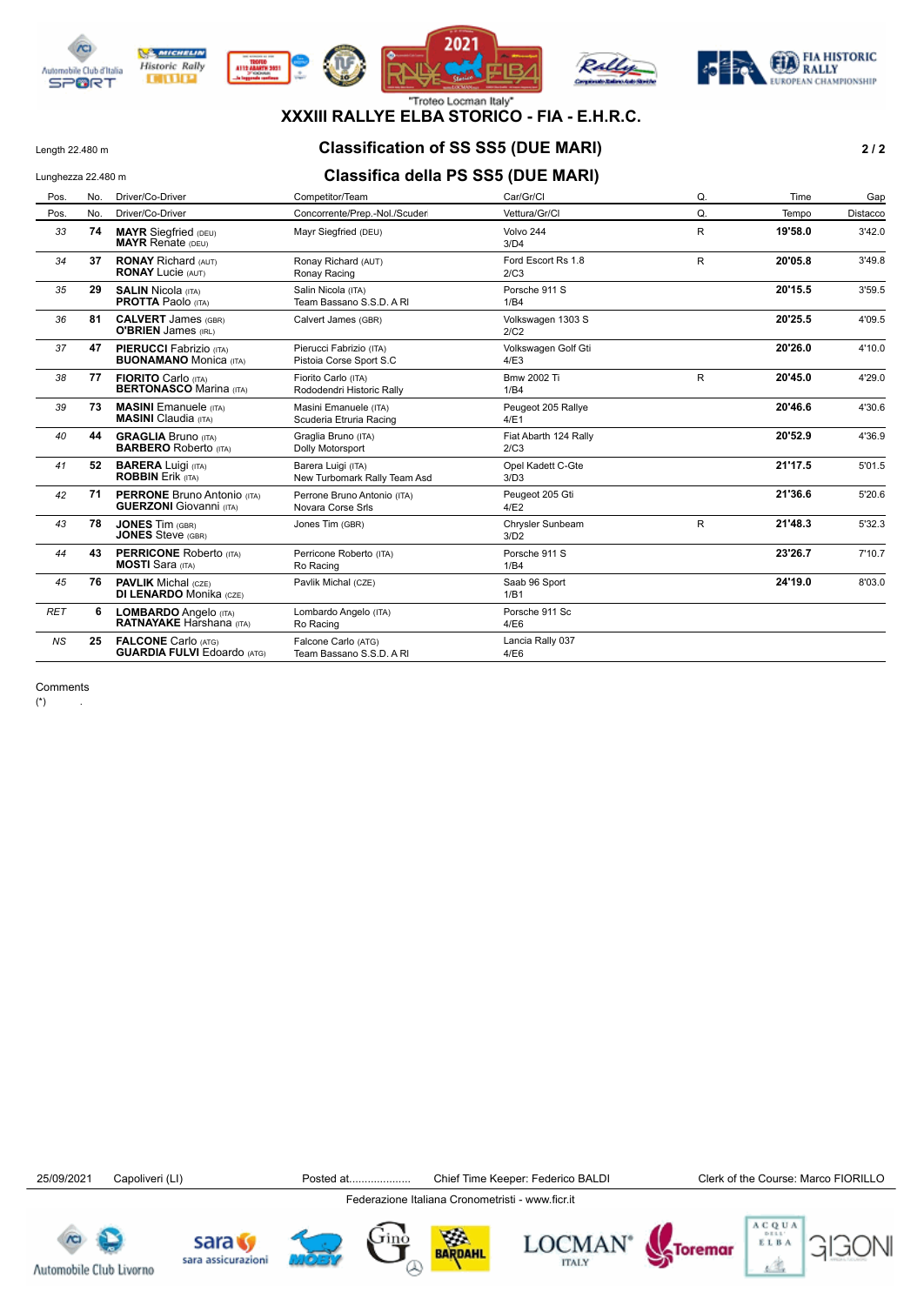"Trofeo Locman Italy"

# XXXIII RALLYE ELBA STORICO - FIA - E.H.R.C.

Length 22.480 m

Lunghezza 22.480 m

## Classification of SS SS5 (DUE MARI)

## Classifica della PS SS5 (DUE MARI)

| Pos. | No. | Driver/Co-Driver | Competitor/Team | Car/Gr/Cl | Q. | Time | Gap |
|---|---|---|---|---|---|---|---|
| Pos. | No. | Driver/Co-Driver | Concorrente/Prep.-Nol./Scuderi | Vettura/Gr/Cl | Q. | Tempo | Distacco |
| 33 | 74 | **MAYR** Siegfried (DEU) **MAYR** Renate (DEU) | Mayr Siegfried (DEU) | Volvo 244 3/D4 | R | **19'58.0** | 3'42.0 |
| 34 | 37 | **RONAY** Richard (AUT) **RONAY** Lucie (AUT) | Ronay Richard (AUT) Ronay Racing | Ford Escort Rs 1.8 2/C3 | R | **20'05.8** | 3'49.8 |
| 35 | 29 | **SALIN** Nicola (ITA) **PROTTA** Paolo (ITA) | Salin Nicola (ITA) Team Bassano S.S.D. A Rl | Porsche 911 S 1/B4 | | **20'15.5** | 3'59.5 |
| 36 | 81 | **CALVERT** James (GBR) **O'BRIEN** James (IRL) | Calvert James (GBR) | Volkswagen 1303 S 2/C2 | | **20'25.5** | 4'09.5 |
| 37 | 47 | **PIERUCCI** Fabrizio (ITA) **BUONAMANO** Monica (ITA) | Pierucci Fabrizio (ITA) Pistoia Corse Sport S.C | Volkswagen Golf Gti 4/E3 | | **20'26.0** | 4'10.0 |
| 38 | 77 | **FIORITO** Carlo (ITA) **BERTONASCO** Marina (ITA) | Fiorito Carlo (ITA) Rododendri Historic Rally | Bmw 2002 Ti 1/B4 | R | **20'45.0** | 4'29.0 |
| 39 | 73 | **MASINI** Emanuele (ITA) **MASINI** Claudia (ITA) | Masini Emanuele (ITA) Scuderia Etruria Racing | Peugeot 205 Rallye 4/E1 | | **20'46.6** | 4'30.6 |
| 40 | 44 | **GRAGLIA** Bruno (ITA) **BARBERO** Roberto (ITA) | Graglia Bruno (ITA) Dolly Motorsport | Fiat Abarth 124 Rally 2/C3 | | **20'52.9** | 4'36.9 |
| 41 | 52 | **BARERA** Luigi (ITA) **ROBBIN** Erik (ITA) | Barera Luigi (ITA) New Turbomark Rally Team Asd | Opel Kadett C-Gte 3/D3 | | **21'17.5** | 5'01.5 |
| 42 | 71 | **PERRONE** Bruno Antonio (ITA) **GUERZONI** Giovanni (ITA) | Perrone Bruno Antonio (ITA) Novara Corse Srls | Peugeot 205 Gti 4/E2 | | **21'36.6** | 5'20.6 |
| 43 | 78 | **JONES** Tim (GBR) **JONES** Steve (GBR) | Jones Tim (GBR) | Chrysler Sunbeam 3/D2 | R | **21'48.3** | 5'32.3 |
| 44 | 43 | **PERRICONE** Roberto (ITA) **MOSTI** Sara (ITA) | Perricone Roberto (ITA) Ro Racing | Porsche 911 S 1/B4 | | **23'26.7** | 7'10.7 |
| 45 | 76 | **PAVLIK** Michal (CZE) **DI LENARDO** Monika (CZE) | Pavlik Michal (CZE) | Saab 96 Sport 1/B1 | | **24'19.0** | 8'03.0 |
| RET | 6 | **LOMBARDO** Angelo (ITA) **RATNAYAKE** Harshana (ITA) | Lombardo Angelo (ITA) Ro Racing | Porsche 911 Sc 4/E6 | | | |
| NS | 25 | **FALCONE** Carlo (ATG) **GUARDIA FULVI** Edoardo (ATG) | Falcone Carlo (ATG) Team Bassano S.S.D. A Rl | Lancia Rally 037 4/E6 | | | |

Comments

(*) .

25/09/2021 Capoliveri (LI) Posted at.................... Chief Time Keeper: Federico BALDI Clerk of the Course: Marco FIORILLO

Federazione Italiana Cronometristi - www.ficr.it